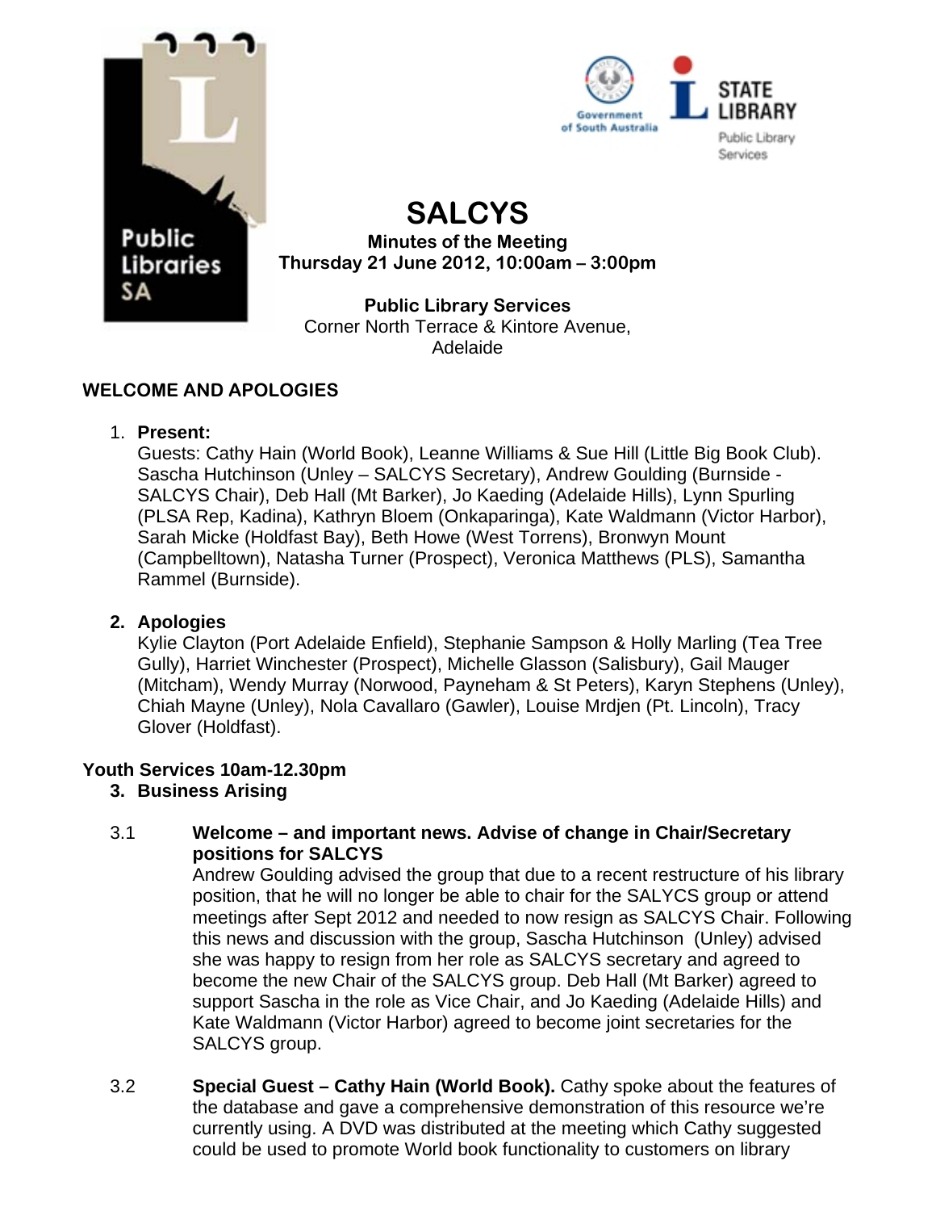# SALCYS

**Minutes of the Meeting**
**Thursday 21 June 2012, 10:00am – 3:00pm**

**Public Library Services**
Corner North Terrace & Kintore Avenue,
Adelaide

## WELCOME AND APOLOGIES

1. **Present:**
   Guests: Cathy Hain (World Book), Leanne Williams & Sue Hill (Little Big Book Club). Sascha Hutchinson (Unley – SALCYS Secretary), Andrew Goulding (Burnside - SALCYS Chair), Deb Hall (Mt Barker), Jo Kaeding (Adelaide Hills), Lynn Spurling (PLSA Rep, Kadina), Kathryn Bloem (Onkaparinga), Kate Waldmann (Victor Harbor), Sarah Micke (Holdfast Bay), Beth Howe (West Torrens), Bronwyn Mount (Campbelltown), Natasha Turner (Prospect), Veronica Matthews (PLS), Samantha Rammel (Burnside).

2. **Apologies**
   Kylie Clayton (Port Adelaide Enfield), Stephanie Sampson & Holly Marling (Tea Tree Gully), Harriet Winchester (Prospect), Michelle Glasson (Salisbury), Gail Mauger (Mitcham), Wendy Murray (Norwood, Payneham & St Peters), Karyn Stephens (Unley), Chiah Mayne (Unley), Nola Cavallaro (Gawler), Louise Mrdjen (Pt. Lincoln), Tracy Glover (Holdfast).

## Youth Services 10am-12.30pm

3. **Business Arising**

3.1 **Welcome – and important news. Advise of change in Chair/Secretary positions for SALCYS**
Andrew Goulding advised the group that due to a recent restructure of his library position, that he will no longer be able to chair for the SALYCS group or attend meetings after Sept 2012 and needed to now resign as SALCYS Chair. Following this news and discussion with the group, Sascha Hutchinson (Unley) advised she was happy to resign from her role as SALCYS secretary and agreed to become the new Chair of the SALCYS group. Deb Hall (Mt Barker) agreed to support Sascha in the role as Vice Chair, and Jo Kaeding (Adelaide Hills) and Kate Waldmann (Victor Harbor) agreed to become joint secretaries for the SALCYS group.

3.2 **Special Guest – Cathy Hain (World Book).** Cathy spoke about the features of the database and gave a comprehensive demonstration of this resource we're currently using. A DVD was distributed at the meeting which Cathy suggested could be used to promote World book functionality to customers on library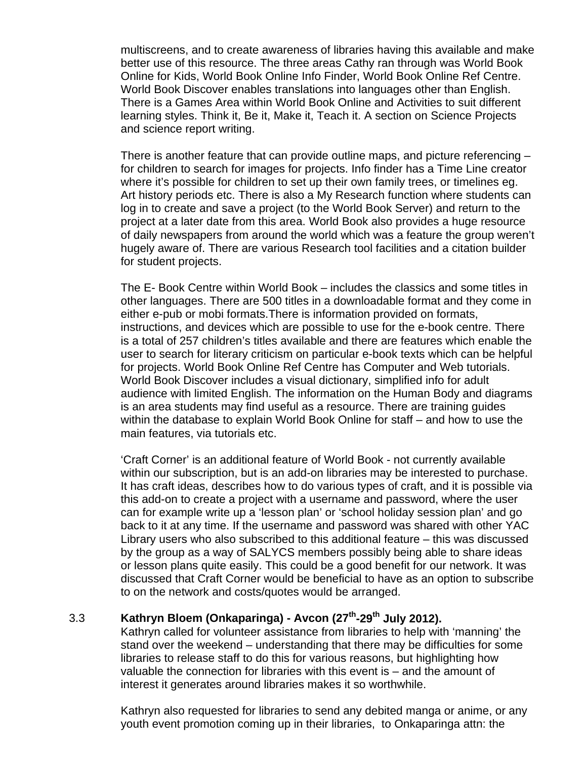multiscreens, and to create awareness of libraries having this available and make better use of this resource. The three areas Cathy ran through was World Book Online for Kids, World Book Online Info Finder, World Book Online Ref Centre. World Book Discover enables translations into languages other than English. There is a Games Area within World Book Online and Activities to suit different learning styles. Think it, Be it, Make it, Teach it. A section on Science Projects and science report writing.

There is another feature that can provide outline maps, and picture referencing – for children to search for images for projects. Info finder has a Time Line creator where it's possible for children to set up their own family trees, or timelines eg. Art history periods etc. There is also a My Research function where students can log in to create and save a project (to the World Book Server) and return to the project at a later date from this area. World Book also provides a huge resource of daily newspapers from around the world which was a feature the group weren't hugely aware of. There are various Research tool facilities and a citation builder for student projects.

The E- Book Centre within World Book – includes the classics and some titles in other languages. There are 500 titles in a downloadable format and they come in either e-pub or mobi formats.There is information provided on formats, instructions, and devices which are possible to use for the e-book centre. There is a total of 257 children's titles available and there are features which enable the user to search for literary criticism on particular e-book texts which can be helpful for projects. World Book Online Ref Centre has Computer and Web tutorials. World Book Discover includes a visual dictionary, simplified info for adult audience with limited English. The information on the Human Body and diagrams is an area students may find useful as a resource. There are training guides within the database to explain World Book Online for staff – and how to use the main features, via tutorials etc.

'Craft Corner' is an additional feature of World Book - not currently available within our subscription, but is an add-on libraries may be interested to purchase. It has craft ideas, describes how to do various types of craft, and it is possible via this add-on to create a project with a username and password, where the user can for example write up a 'lesson plan' or 'school holiday session plan' and go back to it at any time. If the username and password was shared with other YAC Library users who also subscribed to this additional feature – this was discussed by the group as a way of SALYCS members possibly being able to share ideas or lesson plans quite easily. This could be a good benefit for our network. It was discussed that Craft Corner would be beneficial to have as an option to subscribe to on the network and costs/quotes would be arranged.

3.3 **Kathryn Bloem (Onkaparinga) - Avcon (27th-29th July 2012).**

Kathryn called for volunteer assistance from libraries to help with 'manning' the stand over the weekend – understanding that there may be difficulties for some libraries to release staff to do this for various reasons, but highlighting how valuable the connection for libraries with this event is – and the amount of interest it generates around libraries makes it so worthwhile.

Kathryn also requested for libraries to send any debited manga or anime, or any youth event promotion coming up in their libraries, to Onkaparinga attn: the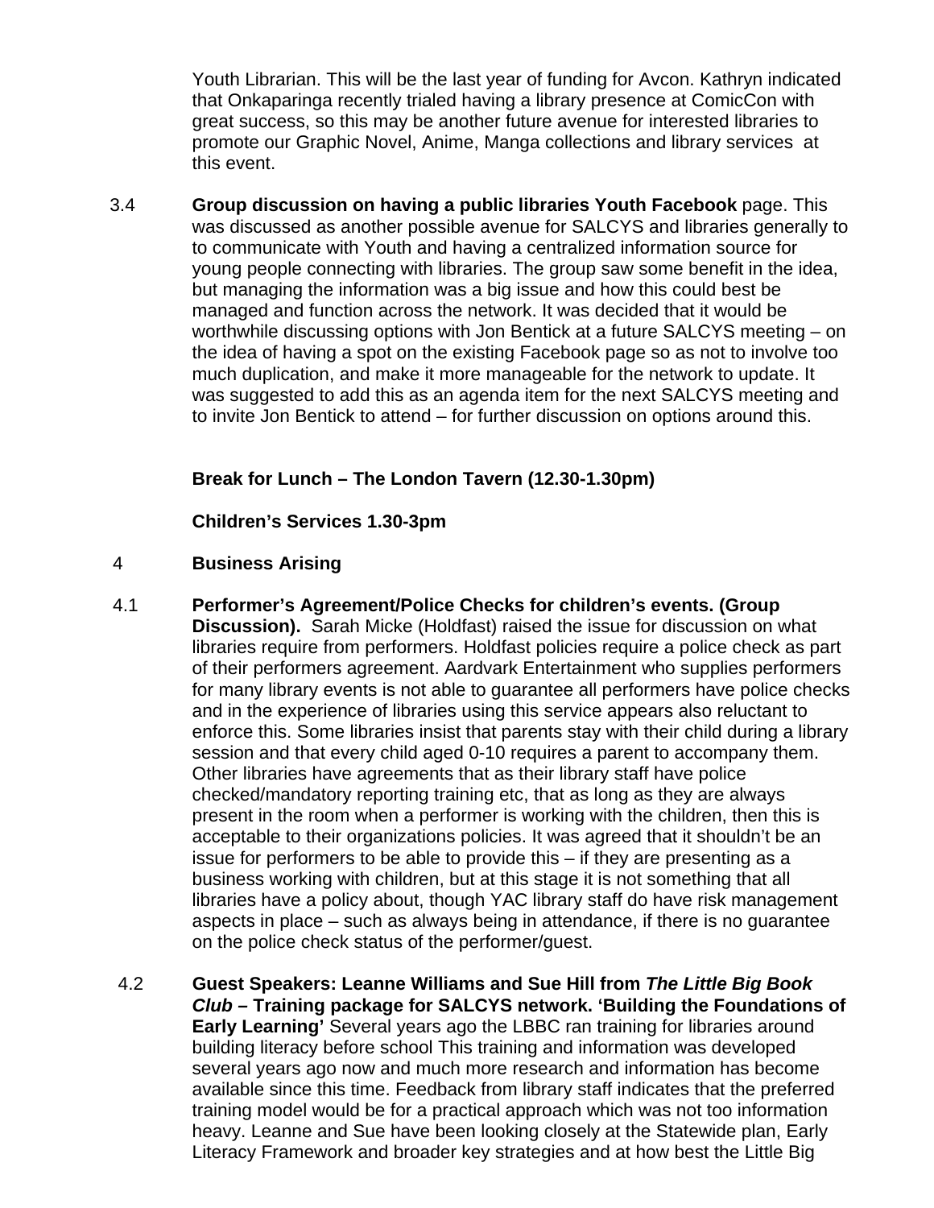Youth Librarian. This will be the last year of funding for Avcon. Kathryn indicated that Onkaparinga recently trialed having a library presence at ComicCon with great success, so this may be another future avenue for interested libraries to promote our Graphic Novel, Anime, Manga collections and library services at this event.

3.4 **Group discussion on having a public libraries Youth Facebook** page. This was discussed as another possible avenue for SALCYS and libraries generally to to communicate with Youth and having a centralized information source for young people connecting with libraries. The group saw some benefit in the idea, but managing the information was a big issue and how this could best be managed and function across the network. It was decided that it would be worthwhile discussing options with Jon Bentick at a future SALCYS meeting – on the idea of having a spot on the existing Facebook page so as not to involve too much duplication, and make it more manageable for the network to update. It was suggested to add this as an agenda item for the next SALCYS meeting and to invite Jon Bentick to attend – for further discussion on options around this.

**Break for Lunch – The London Tavern (12.30-1.30pm)**

**Children's Services 1.30-3pm**

4 **Business Arising**

4.1 **Performer's Agreement/Police Checks for children's events. (Group Discussion).** Sarah Micke (Holdfast) raised the issue for discussion on what libraries require from performers. Holdfast policies require a police check as part of their performers agreement. Aardvark Entertainment who supplies performers for many library events is not able to guarantee all performers have police checks and in the experience of libraries using this service appears also reluctant to enforce this. Some libraries insist that parents stay with their child during a library session and that every child aged 0-10 requires a parent to accompany them. Other libraries have agreements that as their library staff have police checked/mandatory reporting training etc, that as long as they are always present in the room when a performer is working with the children, then this is acceptable to their organizations policies. It was agreed that it shouldn't be an issue for performers to be able to provide this – if they are presenting as a business working with children, but at this stage it is not something that all libraries have a policy about, though YAC library staff do have risk management aspects in place – such as always being in attendance, if there is no guarantee on the police check status of the performer/guest.

4.2 **Guest Speakers: Leanne Williams and Sue Hill from *The Little Big Book Club* – Training package for SALCYS network. 'Building the Foundations of Early Learning'** Several years ago the LBBC ran training for libraries around building literacy before school This training and information was developed several years ago now and much more research and information has become available since this time. Feedback from library staff indicates that the preferred training model would be for a practical approach which was not too information heavy. Leanne and Sue have been looking closely at the Statewide plan, Early Literacy Framework and broader key strategies and at how best the Little Big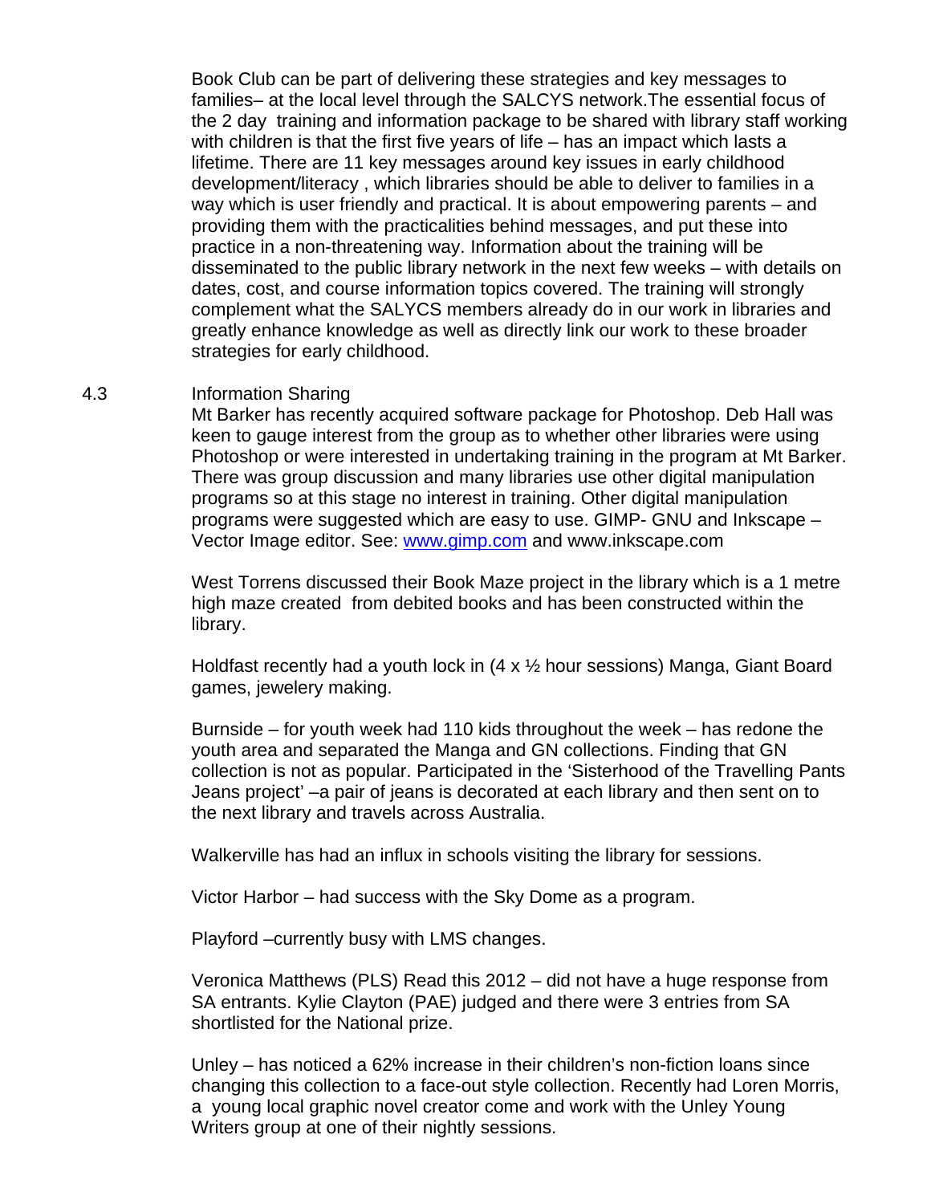Book Club can be part of delivering these strategies and key messages to families– at the local level through the SALCYS network.The essential focus of the 2 day training and information package to be shared with library staff working with children is that the first five years of life – has an impact which lasts a lifetime. There are 11 key messages around key issues in early childhood development/literacy , which libraries should be able to deliver to families in a way which is user friendly and practical. It is about empowering parents – and providing them with the practicalities behind messages, and put these into practice in a non-threatening way. Information about the training will be disseminated to the public library network in the next few weeks – with details on dates, cost, and course information topics covered. The training will strongly complement what the SALYCS members already do in our work in libraries and greatly enhance knowledge as well as directly link our work to these broader strategies for early childhood.

4.3 Information Sharing

Mt Barker has recently acquired software package for Photoshop. Deb Hall was keen to gauge interest from the group as to whether other libraries were using Photoshop or were interested in undertaking training in the program at Mt Barker. There was group discussion and many libraries use other digital manipulation programs so at this stage no interest in training. Other digital manipulation programs were suggested which are easy to use. GIMP- GNU and Inkscape – Vector Image editor. See: www.gimp.com and www.inkscape.com

West Torrens discussed their Book Maze project in the library which is a 1 metre high maze created from debited books and has been constructed within the library.

Holdfast recently had a youth lock in (4 x ½ hour sessions) Manga, Giant Board games, jewelery making.

Burnside – for youth week had 110 kids throughout the week – has redone the youth area and separated the Manga and GN collections. Finding that GN collection is not as popular. Participated in the 'Sisterhood of the Travelling Pants Jeans project' –a pair of jeans is decorated at each library and then sent on to the next library and travels across Australia.

Walkerville has had an influx in schools visiting the library for sessions.

Victor Harbor – had success with the Sky Dome as a program.

Playford –currently busy with LMS changes.

Veronica Matthews (PLS) Read this 2012 – did not have a huge response from SA entrants. Kylie Clayton (PAE) judged and there were 3 entries from SA shortlisted for the National prize.

Unley – has noticed a 62% increase in their children's non-fiction loans since changing this collection to a face-out style collection. Recently had Loren Morris, a young local graphic novel creator come and work with the Unley Young Writers group at one of their nightly sessions.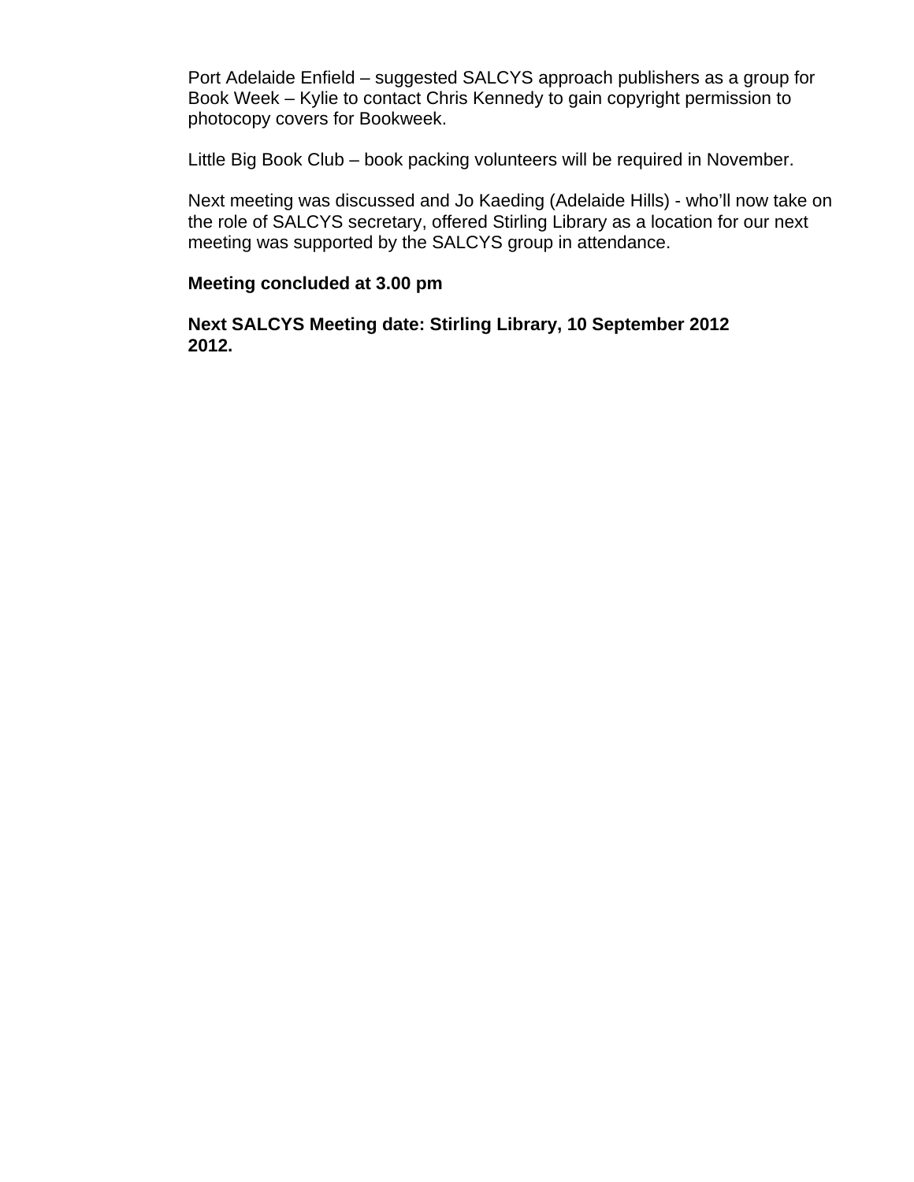Port Adelaide Enfield – suggested SALCYS approach publishers as a group for Book Week – Kylie to contact Chris Kennedy to gain copyright permission to photocopy covers for Bookweek.

Little Big Book Club – book packing volunteers will be required in November.

Next meeting was discussed and Jo Kaeding (Adelaide Hills) - who'll now take on the role of SALCYS secretary, offered Stirling Library as a location for our next meeting was supported by the SALCYS group in attendance.

**Meeting concluded at 3.00 pm**

**Next SALCYS Meeting date: Stirling Library, 10 September 2012 2012.**